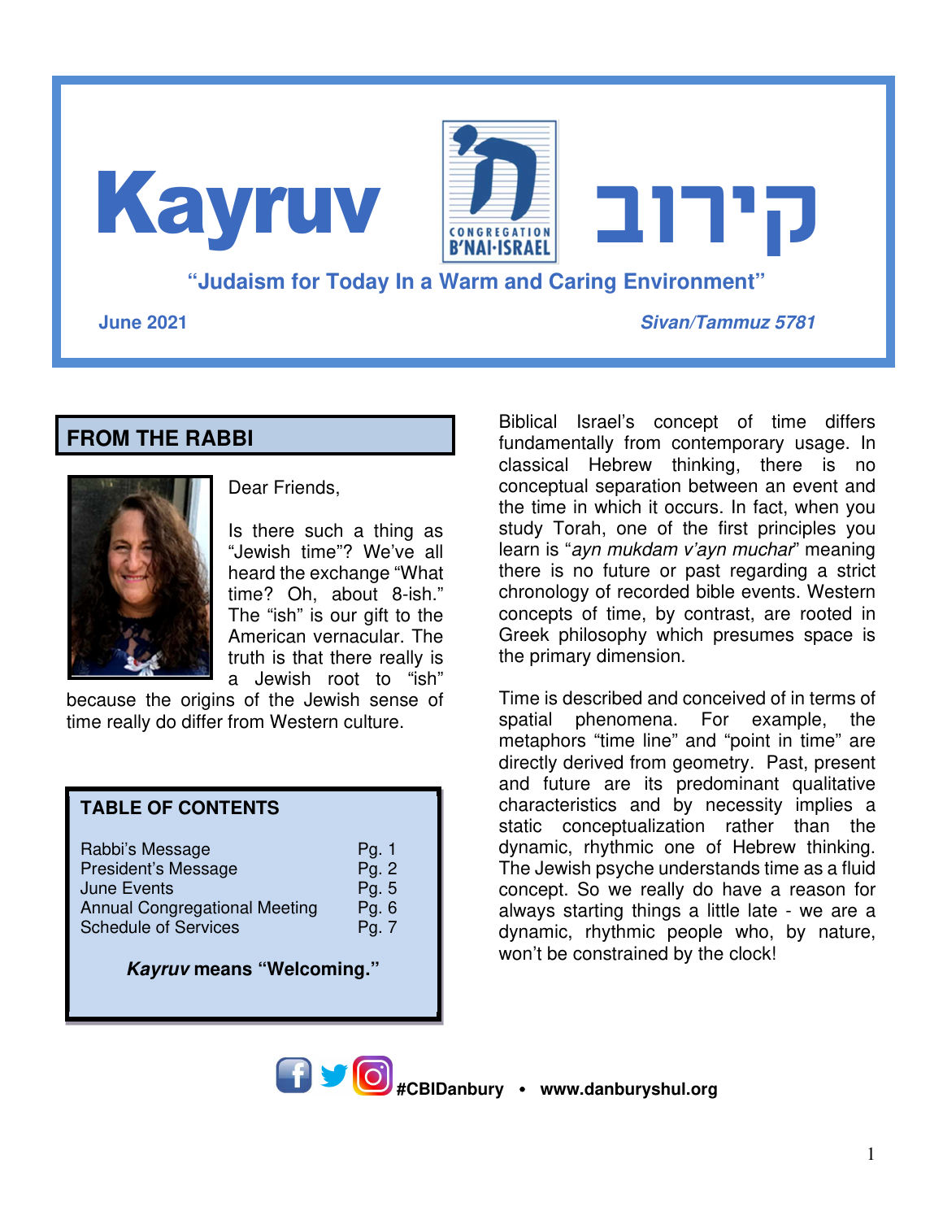# Kayruv קירוב

CONGREGATION B'NAI-ISRAEL

**"Judaism for Today In a Warm and Caring Environment"**

**June 2021** | ***Sivan/Tammuz 5781***

## FROM THE RABBI

Dear Friends,

Is there such a thing as "Jewish time"? We've all heard the exchange "What time? Oh, about 8-ish." The "ish" is our gift to the American vernacular. The truth is that there really is a Jewish root to "ish" because the origins of the Jewish sense of time really do differ from Western culture.

Biblical Israel's concept of time differs fundamentally from contemporary usage. In classical Hebrew thinking, there is no conceptual separation between an event and the time in which it occurs. In fact, when you study Torah, one of the first principles you learn is "*ayn mukdam v'ayn muchar*" meaning there is no future or past regarding a strict chronology of recorded bible events. Western concepts of time, by contrast, are rooted in Greek philosophy which presumes space is the primary dimension.

Time is described and conceived of in terms of spatial phenomena. For example, the metaphors "time line" and "point in time" are directly derived from geometry. Past, present and future are its predominant qualitative characteristics and by necessity implies a static conceptualization rather than the dynamic, rhythmic one of Hebrew thinking. The Jewish psyche understands time as a fluid concept. So we really do have a reason for always starting things a little late - we are a dynamic, rhythmic people who, by nature, won't be constrained by the clock!

### TABLE OF CONTENTS

| | |
|---|---|
| Rabbi's Message | Pg. 1 |
| President's Message | Pg. 2 |
| June Events | Pg. 5 |
| Annual Congregational Meeting | Pg. 6 |
| Schedule of Services | Pg. 7 |

***Kayruv* means "Welcoming."**

**#CBIDanbury • www.danburyshul.org**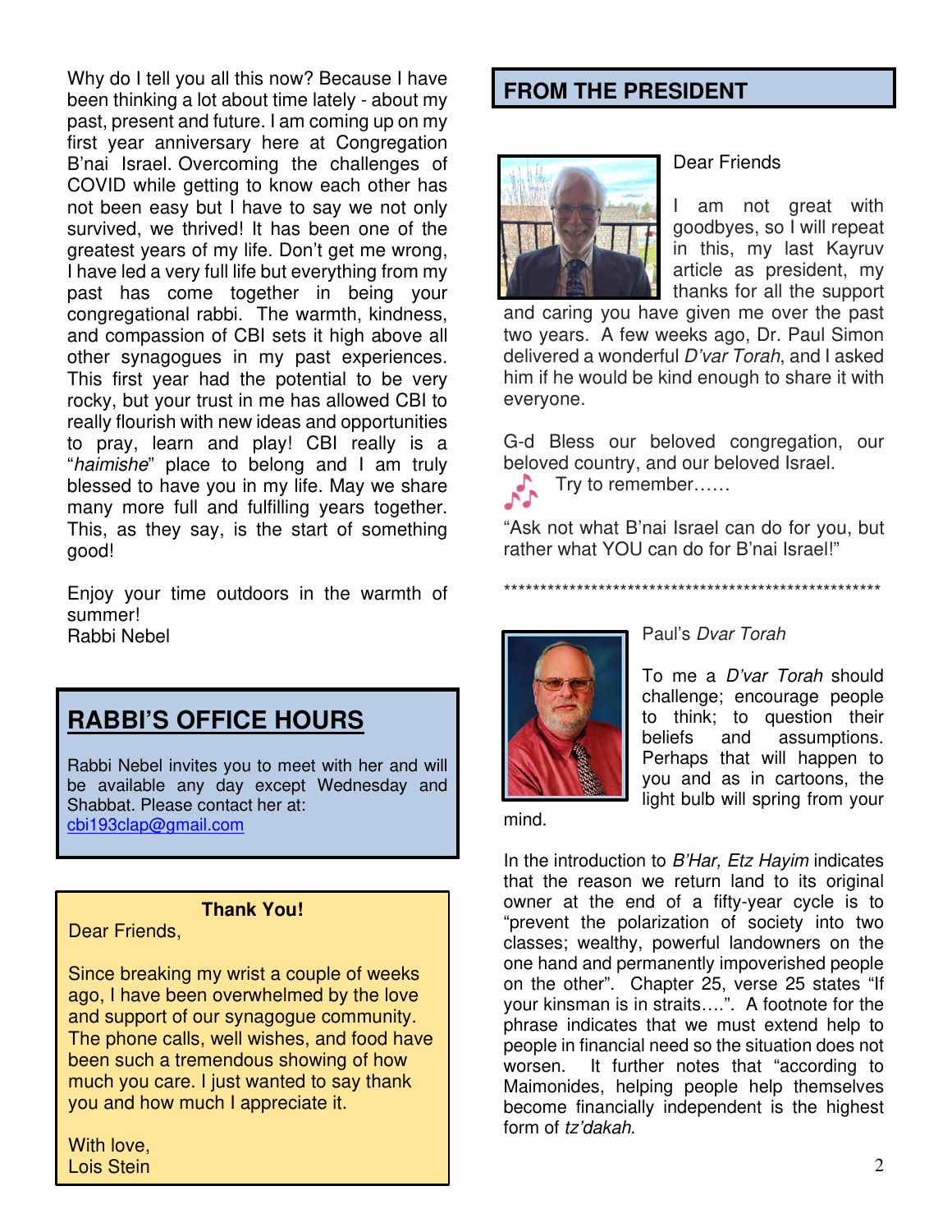Why do I tell you all this now? Because I have been thinking a lot about time lately - about my past, present and future. I am coming up on my first year anniversary here at Congregation B'nai Israel. Overcoming the challenges of COVID while getting to know each other has not been easy but I have to say we not only survived, we thrived! It has been one of the greatest years of my life. Don't get me wrong, I have led a very full life but everything from my past has come together in being your congregational rabbi. The warmth, kindness, and compassion of CBI sets it high above all other synagogues in my past experiences. This first year had the potential to be very rocky, but your trust in me has allowed CBI to really flourish with new ideas and opportunities to pray, learn and play! CBI really is a "*haimishe*" place to belong and I am truly blessed to have you in my life. May we share many more full and fulfilling years together. This, as they say, is the start of something good!

Enjoy your time outdoors in the warmth of summer!
Rabbi Nebel

## RABBI'S OFFICE HOURS

Rabbi Nebel invites you to meet with her and will be available any day except Wednesday and Shabbat. Please contact her at: cbi193clap@gmail.com

**Thank You!**

Dear Friends,

Since breaking my wrist a couple of weeks ago, I have been overwhelmed by the love and support of our synagogue community. The phone calls, well wishes, and food have been such a tremendous showing of how much you care. I just wanted to say thank you and how much I appreciate it.

With love,
Lois Stein

## FROM THE PRESIDENT

Dear Friends

I am not great with goodbyes, so I will repeat in this, my last Kayruv article as president, my thanks for all the support and caring you have given me over the past two years. A few weeks ago, Dr. Paul Simon delivered a wonderful *D'var Torah*, and I asked him if he would be kind enough to share it with everyone.

G-d Bless our beloved congregation, our beloved country, and our beloved Israel.

Try to remember……

"Ask not what B'nai Israel can do for you, but rather what YOU can do for B'nai Israel!"

\*\*\*\*\*\*\*\*\*\*\*\*\*\*\*\*\*\*\*\*\*\*\*\*\*\*\*\*\*\*\*\*\*\*\*\*\*\*\*\*\*\*\*\*\*\*\*\*\*\*\*\*\*\*

Paul's *Dvar Torah*

To me a *D'var Torah* should challenge; encourage people to think; to question their beliefs and assumptions. Perhaps that will happen to you and as in cartoons, the light bulb will spring from your mind.

In the introduction to *B'Har, Etz Hayim* indicates that the reason we return land to its original owner at the end of a fifty-year cycle is to "prevent the polarization of society into two classes; wealthy, powerful landowners on the one hand and permanently impoverished people on the other". Chapter 25, verse 25 states "If your kinsman is in straits….". A footnote for the phrase indicates that we must extend help to people in financial need so the situation does not worsen. It further notes that "according to Maimonides, helping people help themselves become financially independent is the highest form of *tz'dakah*.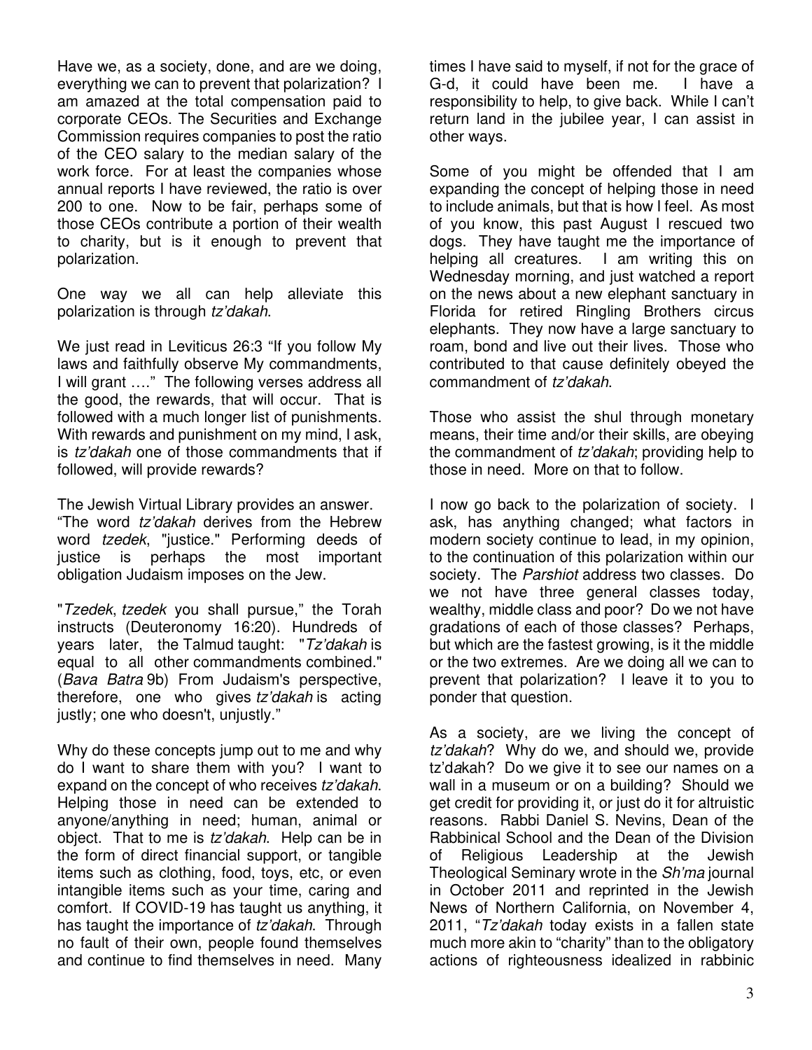Have we, as a society, done, and are we doing, everything we can to prevent that polarization? I am amazed at the total compensation paid to corporate CEOs. The Securities and Exchange Commission requires companies to post the ratio of the CEO salary to the median salary of the work force. For at least the companies whose annual reports I have reviewed, the ratio is over 200 to one. Now to be fair, perhaps some of those CEOs contribute a portion of their wealth to charity, but is it enough to prevent that polarization.

One way we all can help alleviate this polarization is through *tz'dakah*.

We just read in Leviticus 26:3 "If you follow My laws and faithfully observe My commandments, I will grant …." The following verses address all the good, the rewards, that will occur. That is followed with a much longer list of punishments. With rewards and punishment on my mind, I ask, is *tz'dakah* one of those commandments that if followed, will provide rewards?

The Jewish Virtual Library provides an answer. "The word *tz'dakah* derives from the Hebrew word *tzedek*, "justice." Performing deeds of justice is perhaps the most important obligation Judaism imposes on the Jew.

"*Tzedek*, *tzedek* you shall pursue," the Torah instructs (Deuteronomy 16:20). Hundreds of years later, the Talmud taught: "*Tz'dakah* is equal to all other commandments combined." (*Bava Batra* 9b) From Judaism's perspective, therefore, one who gives *tz'dakah* is acting justly; one who doesn't, unjustly."

Why do these concepts jump out to me and why do I want to share them with you? I want to expand on the concept of who receives *tz'dakah*. Helping those in need can be extended to anyone/anything in need; human, animal or object. That to me is *tz'dakah*. Help can be in the form of direct financial support, or tangible items such as clothing, food, toys, etc, or even intangible items such as your time, caring and comfort. If COVID-19 has taught us anything, it has taught the importance of *tz'dakah*. Through no fault of their own, people found themselves and continue to find themselves in need. Many times I have said to myself, if not for the grace of G-d, it could have been me. I have a responsibility to help, to give back. While I can't return land in the jubilee year, I can assist in other ways.

Some of you might be offended that I am expanding the concept of helping those in need to include animals, but that is how I feel. As most of you know, this past August I rescued two dogs. They have taught me the importance of helping all creatures. I am writing this on Wednesday morning, and just watched a report on the news about a new elephant sanctuary in Florida for retired Ringling Brothers circus elephants. They now have a large sanctuary to roam, bond and live out their lives. Those who contributed to that cause definitely obeyed the commandment of *tz'dakah*.

Those who assist the shul through monetary means, their time and/or their skills, are obeying the commandment of *tz'dakah*; providing help to those in need. More on that to follow.

I now go back to the polarization of society. I ask, has anything changed; what factors in modern society continue to lead, in my opinion, to the continuation of this polarization within our society. The *Parshiot* address two classes. Do we not have three general classes today, wealthy, middle class and poor? Do we not have gradations of each of those classes? Perhaps, but which are the fastest growing, is it the middle or the two extremes. Are we doing all we can to prevent that polarization? I leave it to you to ponder that question.

As a society, are we living the concept of *tz'dakah*? Why do we, and should we, provide tz'd*a*kah? Do we give it to see our names on a wall in a museum or on a building? Should we get credit for providing it, or just do it for altruistic reasons. Rabbi Daniel S. Nevins, Dean of the Rabbinical School and the Dean of the Division of Religious Leadership at the Jewish Theological Seminary wrote in the *Sh'ma* journal in October 2011 and reprinted in the Jewish News of Northern California, on November 4, 2011, "*Tz'dakah* today exists in a fallen state much more akin to "charity" than to the obligatory actions of righteousness idealized in rabbinic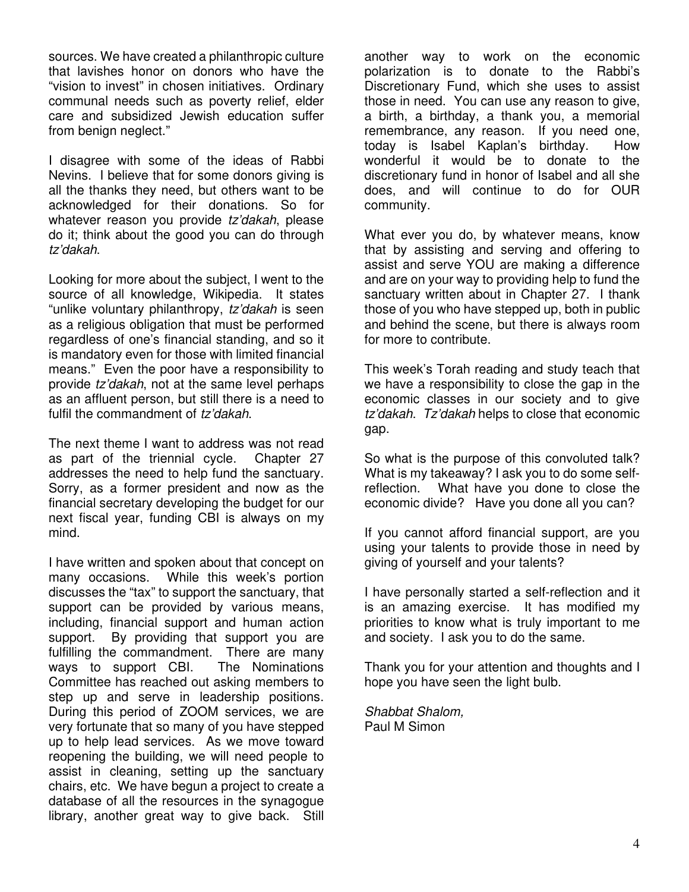sources. We have created a philanthropic culture that lavishes honor on donors who have the "vision to invest" in chosen initiatives. Ordinary communal needs such as poverty relief, elder care and subsidized Jewish education suffer from benign neglect."

I disagree with some of the ideas of Rabbi Nevins. I believe that for some donors giving is all the thanks they need, but others want to be acknowledged for their donations. So for whatever reason you provide *tz'dakah*, please do it; think about the good you can do through *tz'dakah*.

Looking for more about the subject, I went to the source of all knowledge, Wikipedia. It states "unlike voluntary philanthropy, *tz'dakah* is seen as a religious obligation that must be performed regardless of one's financial standing, and so it is mandatory even for those with limited financial means." Even the poor have a responsibility to provide *tz'dakah*, not at the same level perhaps as an affluent person, but still there is a need to fulfil the commandment of *tz'dakah*.

The next theme I want to address was not read as part of the triennial cycle. Chapter 27 addresses the need to help fund the sanctuary. Sorry, as a former president and now as the financial secretary developing the budget for our next fiscal year, funding CBI is always on my mind.

I have written and spoken about that concept on many occasions. While this week's portion discusses the "tax" to support the sanctuary, that support can be provided by various means, including, financial support and human action support. By providing that support you are fulfilling the commandment. There are many ways to support CBI. The Nominations Committee has reached out asking members to step up and serve in leadership positions. During this period of ZOOM services, we are very fortunate that so many of you have stepped up to help lead services. As we move toward reopening the building, we will need people to assist in cleaning, setting up the sanctuary chairs, etc. We have begun a project to create a database of all the resources in the synagogue library, another great way to give back. Still another way to work on the economic polarization is to donate to the Rabbi's Discretionary Fund, which she uses to assist those in need. You can use any reason to give, a birth, a birthday, a thank you, a memorial remembrance, any reason. If you need one, today is Isabel Kaplan's birthday. How wonderful it would be to donate to the discretionary fund in honor of Isabel and all she does, and will continue to do for OUR community.

What ever you do, by whatever means, know that by assisting and serving and offering to assist and serve YOU are making a difference and are on your way to providing help to fund the sanctuary written about in Chapter 27. I thank those of you who have stepped up, both in public and behind the scene, but there is always room for more to contribute.

This week's Torah reading and study teach that we have a responsibility to close the gap in the economic classes in our society and to give *tz'dakah*. *Tz'dakah* helps to close that economic gap.

So what is the purpose of this convoluted talk? What is my takeaway? I ask you to do some self-reflection. What have you done to close the economic divide? Have you done all you can?

If you cannot afford financial support, are you using your talents to provide those in need by giving of yourself and your talents?

I have personally started a self-reflection and it is an amazing exercise. It has modified my priorities to know what is truly important to me and society. I ask you to do the same.

Thank you for your attention and thoughts and I hope you have seen the light bulb.

*Shabbat Shalom,*
Paul M Simon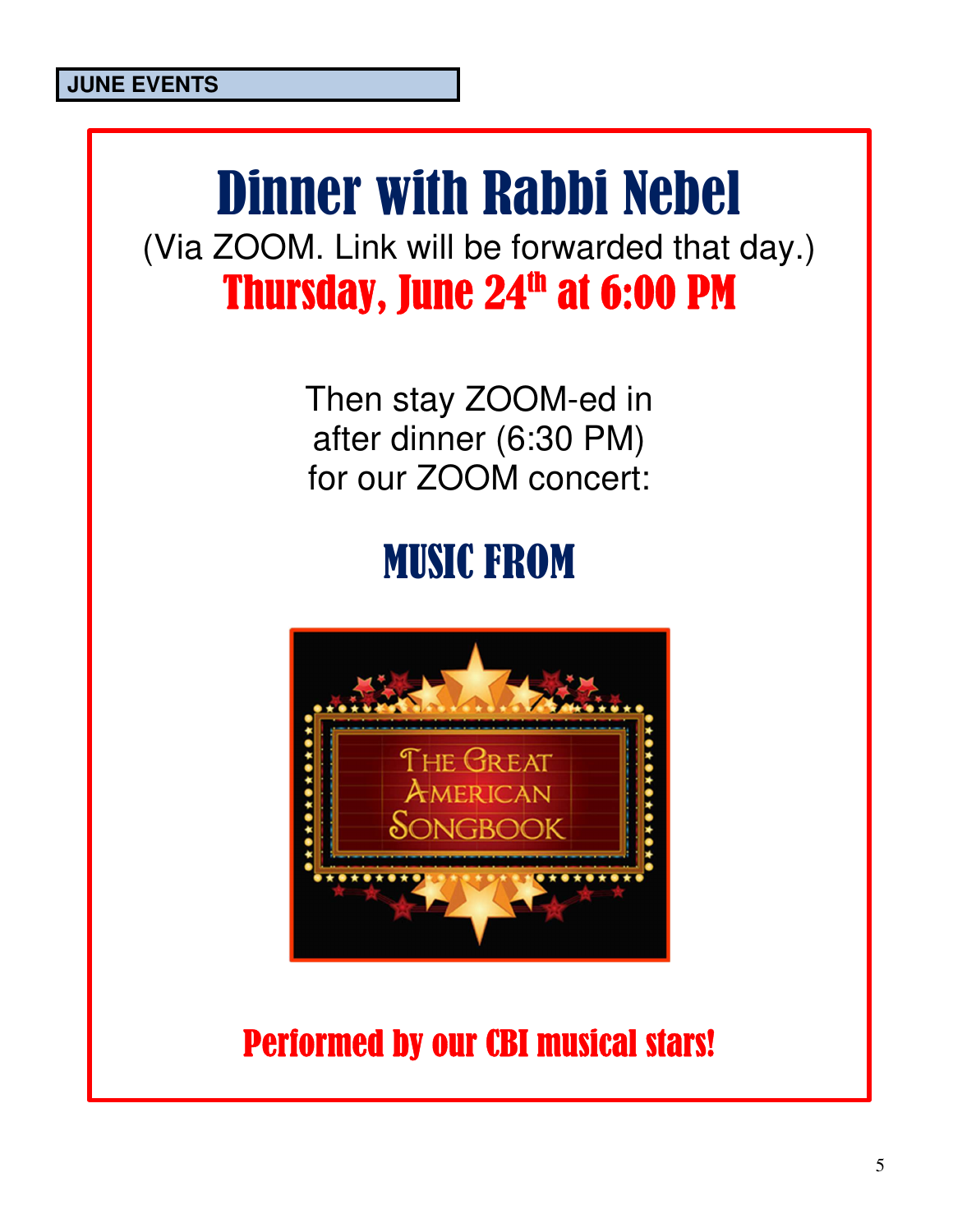**JUNE EVENTS**

# Dinner with Rabbi Nebel

(Via ZOOM. Link will be forwarded that day.)

## Thursday, June 24th at 6:00 PM

Then stay ZOOM-ed in
after dinner (6:30 PM)
for our ZOOM concert:

## MUSIC FROM

THE GREAT AMERICAN SONGBOOK

## Performed by our CBI musical stars!